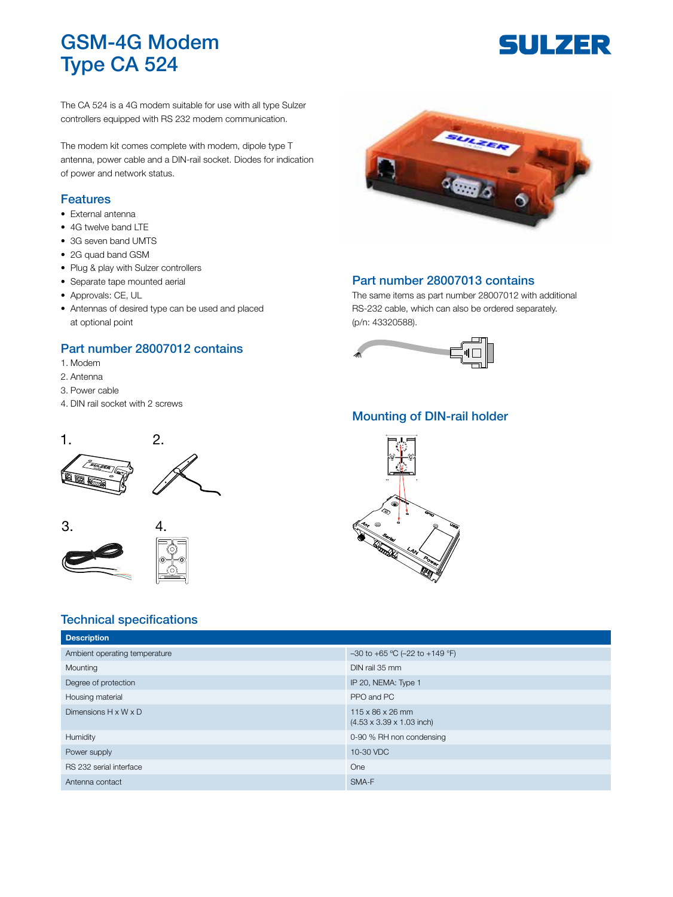# GSM-4G Modem Type CA 524

The CA 524 is a 4G modem suitable for use with all type Sulzer controllers equipped with RS 232 modem communication.

The modem kit comes complete with modem, dipole type T antenna, power cable and a DIN-rail socket. Diodes for indication of power and network status.

## Features

- External antenna
- 4G twelve band LTE
- 3G seven band UMTS
- 2G quad band GSM
- Plug & play with Sulzer controllers
- Separate tape mounted aerial
- Approvals: CE, UL
- Antennas of desired type can be used and placed at optional point

## Part number 28007012 contains

1. Modem
2. Antenna
3. Power cable
4. DIN rail socket with 2 screws

## Part number 28007013 contains

The same items as part number 28007012 with additional RS-232 cable, which can also be ordered separately. (p/n: 43320588).

## Mounting of DIN-rail holder

## Technical specifications

| Description | |
|---|---|
| Ambient operating temperature | –30 to +65 °C (–22 to +149 °F) |
| Mounting | DIN rail 35 mm |
| Degree of protection | IP 20, NEMA: Type 1 |
| Housing material | PPO and PC |
| Dimensions H x W x D | 115 x 86 x 26 mm (4.53 x 3.39 x 1.03 inch) |
| Humidity | 0-90 % RH non condensing |
| Power supply | 10-30 VDC |
| RS 232 serial interface | One |
| Antenna contact | SMA-F |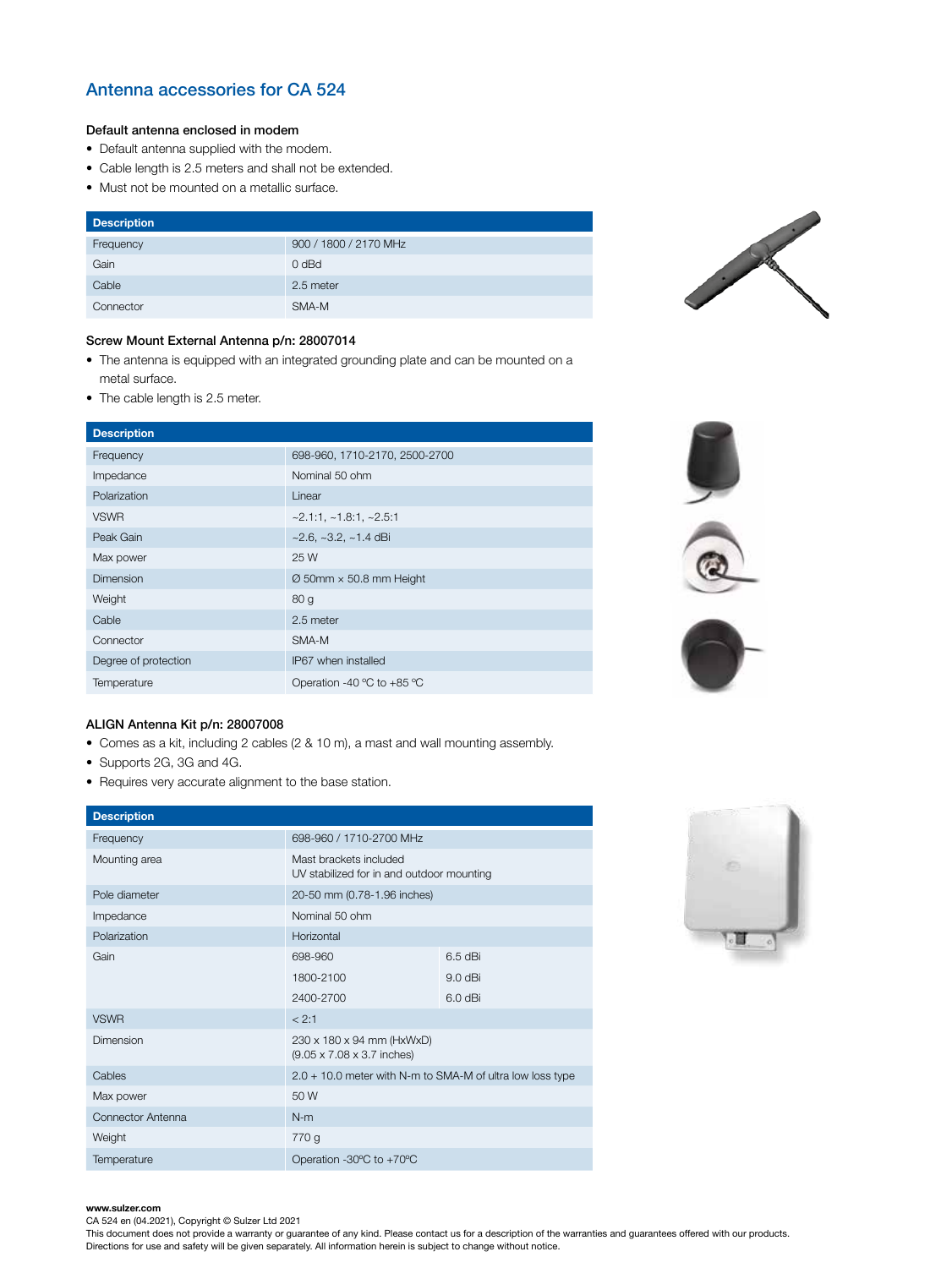## Antenna accessories for CA 524

### Default antenna enclosed in modem

- Default antenna supplied with the modem.
- Cable length is 2.5 meters and shall not be extended.
- Must not be mounted on a metallic surface.

| Description | |
|---|---|
| Frequency | 900 / 1800 / 2170 MHz |
| Gain | 0 dBd |
| Cable | 2.5 meter |
| Connector | SMA-M |

### Screw Mount External Antenna p/n: 28007014

- The antenna is equipped with an integrated grounding plate and can be mounted on a metal surface.
- The cable length is 2.5 meter.

| Description | |
|---|---|
| Frequency | 698-960, 1710-2170, 2500-2700 |
| Impedance | Nominal 50 ohm |
| Polarization | Linear |
| VSWR | ~2.1:1, ~1.8:1, ~2.5:1 |
| Peak Gain | ~2.6, ~3.2, ~1.4 dBi |
| Max power | 25 W |
| Dimension | Ø 50mm × 50.8 mm Height |
| Weight | 80 g |
| Cable | 2.5 meter |
| Connector | SMA-M |
| Degree of protection | IP67 when installed |
| Temperature | Operation -40 °C to +85 °C |

### ALIGN Antenna Kit p/n: 28007008

- Comes as a kit, including 2 cables (2 & 10 m), a mast and wall mounting assembly.
- Supports 2G, 3G and 4G.
- Requires very accurate alignment to the base station.

| Description | | |
|---|---|---|
| Frequency | 698-960 / 1710-2700 MHz | |
| Mounting area | Mast brackets included<br>UV stabilized for in and outdoor mounting | |
| Pole diameter | 20-50 mm (0.78-1.96 inches) | |
| Impedance | Nominal 50 ohm | |
| Polarization | Horizontal | |
| Gain | 698-960 | 6.5 dBi |
| | 1800-2100 | 9.0 dBi |
| | 2400-2700 | 6.0 dBi |
| VSWR | < 2:1 | |
| Dimension | 230 x 180 x 94 mm (HxWxD)<br>(9.05 x 7.08 x 3.7 inches) | |
| Cables | 2.0 + 10.0 meter with N-m to SMA-M of ultra low loss type | |
| Max power | 50 W | |
| Connector Antenna | N-m | |
| Weight | 770 g | |
| Temperature | Operation -30ºC to +70ºC | |

**www.sulzer.com**

CA 524 en (04.2021), Copyright © Sulzer Ltd 2021

This document does not provide a warranty or guarantee of any kind. Please contact us for a description of the warranties and guarantees offered with our products. Directions for use and safety will be given separately. All information herein is subject to change without notice.